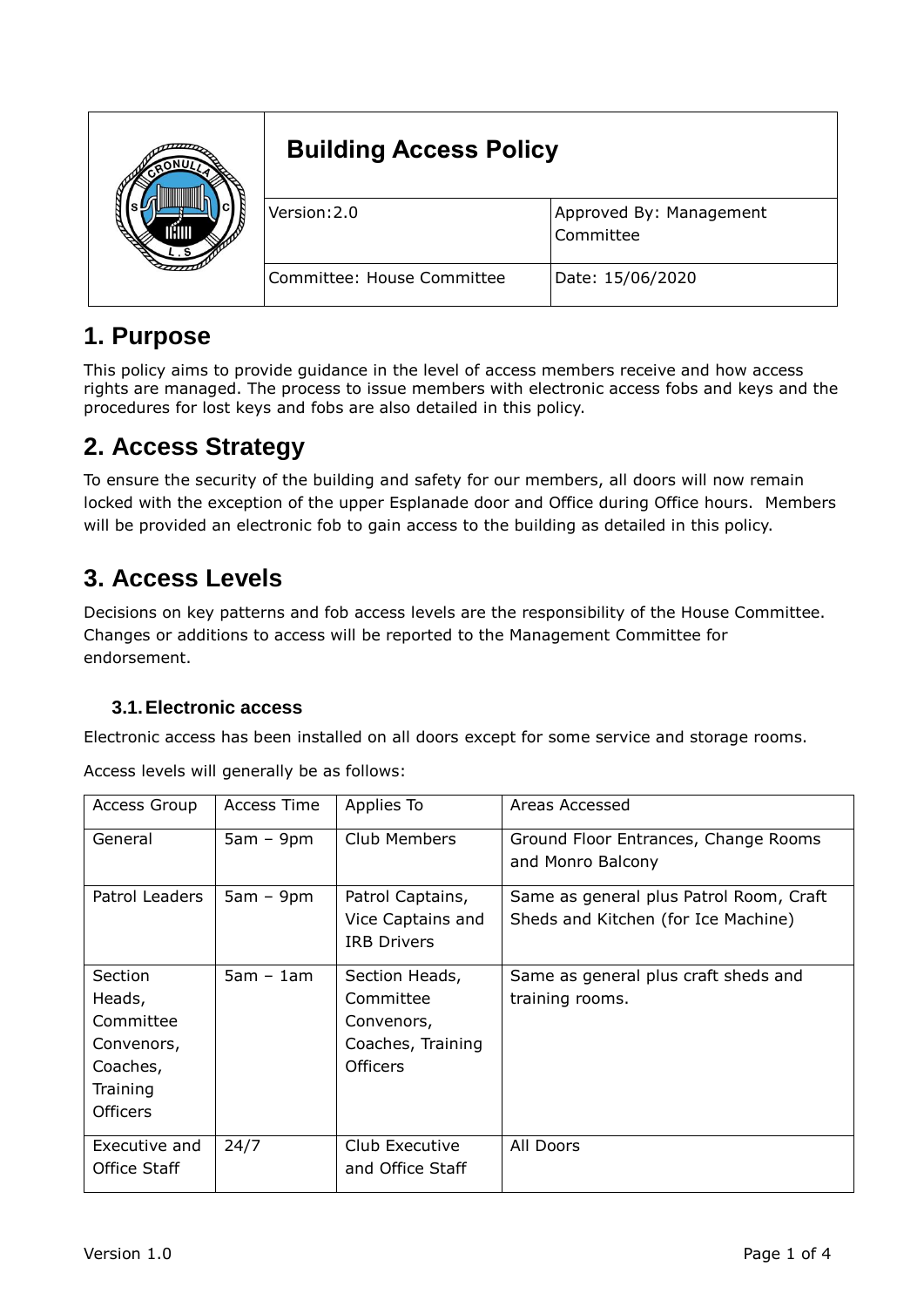| | Building Access Policy | |
|---|---|---|
| | Version: 2.0 | Approved By: Management Committee |
| | Committee: House Committee | Date: 15/06/2020 |

# 1. Purpose

This policy aims to provide guidance in the level of access members receive and how access rights are managed. The process to issue members with electronic access fobs and keys and the procedures for lost keys and fobs are also detailed in this policy.

# 2. Access Strategy

To ensure the security of the building and safety for our members, all doors will now remain locked with the exception of the upper Esplanade door and Office during Office hours. Members will be provided an electronic fob to gain access to the building as detailed in this policy.

# 3. Access Levels

Decisions on key patterns and fob access levels are the responsibility of the House Committee. Changes or additions to access will be reported to the Management Committee for endorsement.

## 3.1. Electronic access

Electronic access has been installed on all doors except for some service and storage rooms.

Access levels will generally be as follows:

| Access Group | Access Time | Applies To | Areas Accessed |
|---|---|---|---|
| General | 5am – 9pm | Club Members | Ground Floor Entrances, Change Rooms and Monro Balcony |
| Patrol Leaders | 5am – 9pm | Patrol Captains, Vice Captains and IRB Drivers | Same as general plus Patrol Room, Craft Sheds and Kitchen (for Ice Machine) |
| Section Heads, Committee Convenors, Coaches, Training Officers | 5am – 1am | Section Heads, Committee Convenors, Coaches, Training Officers | Same as general plus craft sheds and training rooms. |
| Executive and Office Staff | 24/7 | Club Executive and Office Staff | All Doors |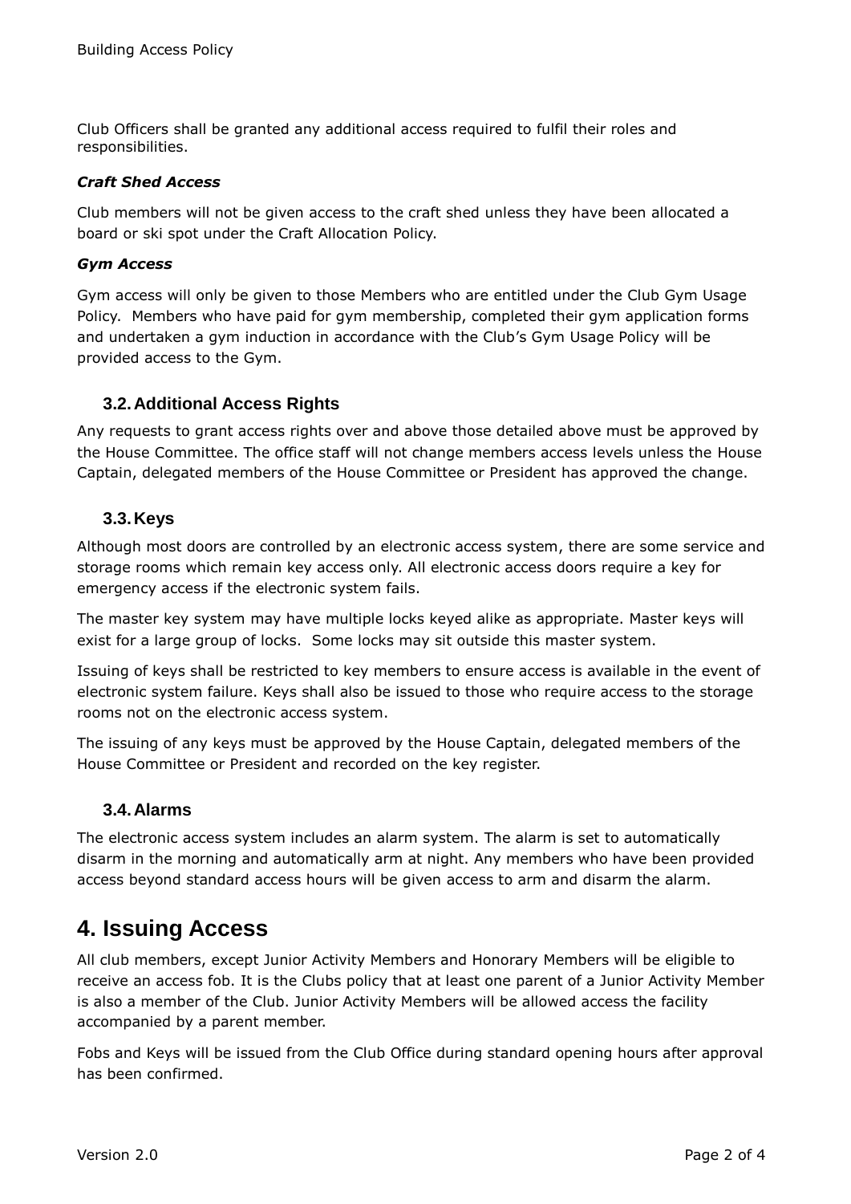Club Officers shall be granted any additional access required to fulfil their roles and responsibilities.

***Craft Shed Access***

Club members will not be given access to the craft shed unless they have been allocated a board or ski spot under the Craft Allocation Policy.

***Gym Access***

Gym access will only be given to those Members who are entitled under the Club Gym Usage Policy. Members who have paid for gym membership, completed their gym application forms and undertaken a gym induction in accordance with the Club's Gym Usage Policy will be provided access to the Gym.

### 3.2. Additional Access Rights

Any requests to grant access rights over and above those detailed above must be approved by the House Committee. The office staff will not change members access levels unless the House Captain, delegated members of the House Committee or President has approved the change.

### 3.3. Keys

Although most doors are controlled by an electronic access system, there are some service and storage rooms which remain key access only. All electronic access doors require a key for emergency access if the electronic system fails.

The master key system may have multiple locks keyed alike as appropriate. Master keys will exist for a large group of locks. Some locks may sit outside this master system.

Issuing of keys shall be restricted to key members to ensure access is available in the event of electronic system failure. Keys shall also be issued to those who require access to the storage rooms not on the electronic access system.

The issuing of any keys must be approved by the House Captain, delegated members of the House Committee or President and recorded on the key register.

### 3.4. Alarms

The electronic access system includes an alarm system. The alarm is set to automatically disarm in the morning and automatically arm at night. Any members who have been provided access beyond standard access hours will be given access to arm and disarm the alarm.

## 4. Issuing Access

All club members, except Junior Activity Members and Honorary Members will be eligible to receive an access fob. It is the Clubs policy that at least one parent of a Junior Activity Member is also a member of the Club. Junior Activity Members will be allowed access the facility accompanied by a parent member.

Fobs and Keys will be issued from the Club Office during standard opening hours after approval has been confirmed.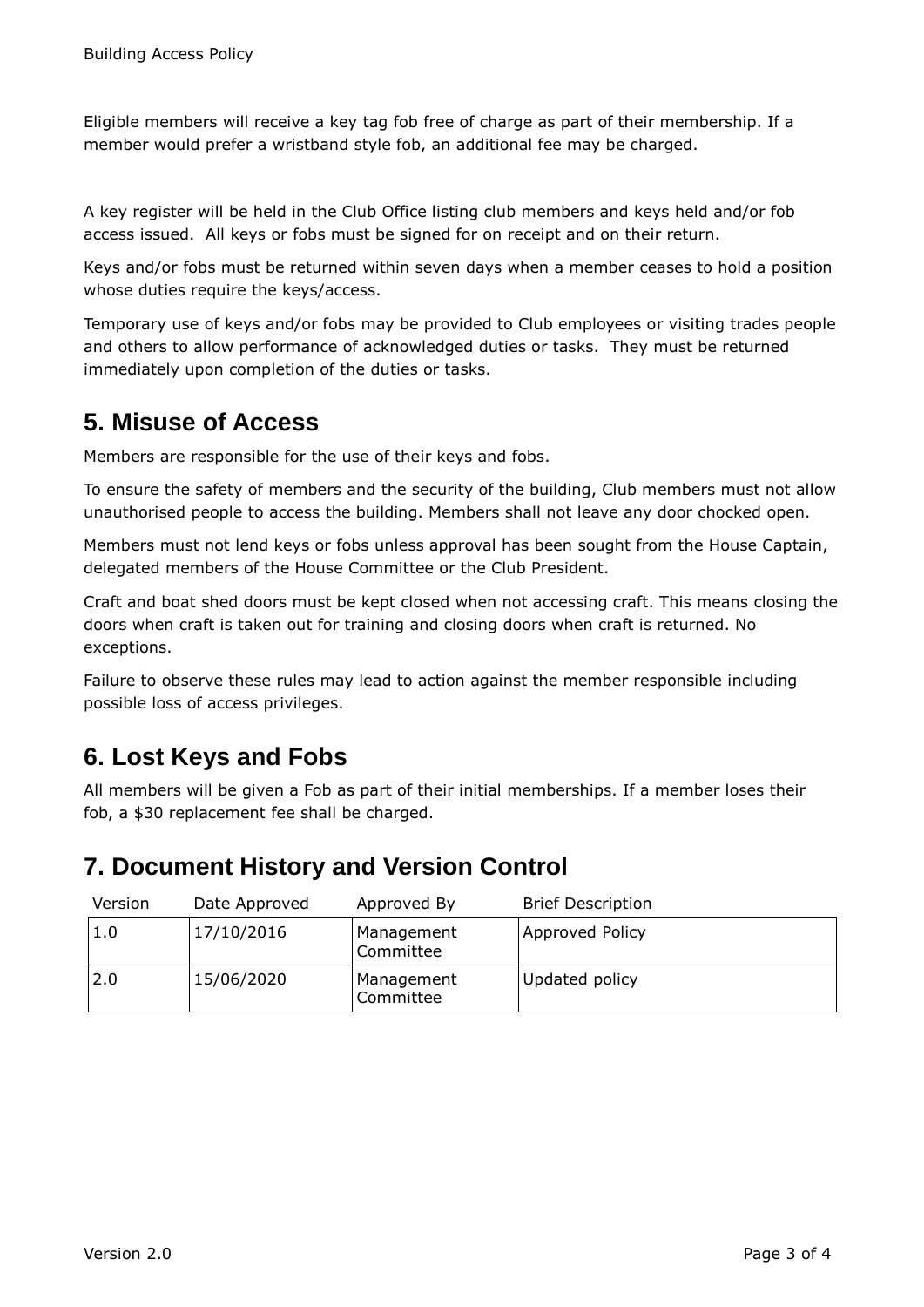Eligible members will receive a key tag fob free of charge as part of their membership. If a member would prefer a wristband style fob, an additional fee may be charged.

A key register will be held in the Club Office listing club members and keys held and/or fob access issued. All keys or fobs must be signed for on receipt and on their return.

Keys and/or fobs must be returned within seven days when a member ceases to hold a position whose duties require the keys/access.

Temporary use of keys and/or fobs may be provided to Club employees or visiting trades people and others to allow performance of acknowledged duties or tasks. They must be returned immediately upon completion of the duties or tasks.

## 5. Misuse of Access

Members are responsible for the use of their keys and fobs.

To ensure the safety of members and the security of the building, Club members must not allow unauthorised people to access the building. Members shall not leave any door chocked open.

Members must not lend keys or fobs unless approval has been sought from the House Captain, delegated members of the House Committee or the Club President.

Craft and boat shed doors must be kept closed when not accessing craft. This means closing the doors when craft is taken out for training and closing doors when craft is returned. No exceptions.

Failure to observe these rules may lead to action against the member responsible including possible loss of access privileges.

## 6. Lost Keys and Fobs

All members will be given a Fob as part of their initial memberships. If a member loses their fob, a $30 replacement fee shall be charged.

## 7. Document History and Version Control

| Version | Date Approved | Approved By | Brief Description |
|---|---|---|---|
| 1.0 | 17/10/2016 | Management Committee | Approved Policy |
| 2.0 | 15/06/2020 | Management Committee | Updated policy |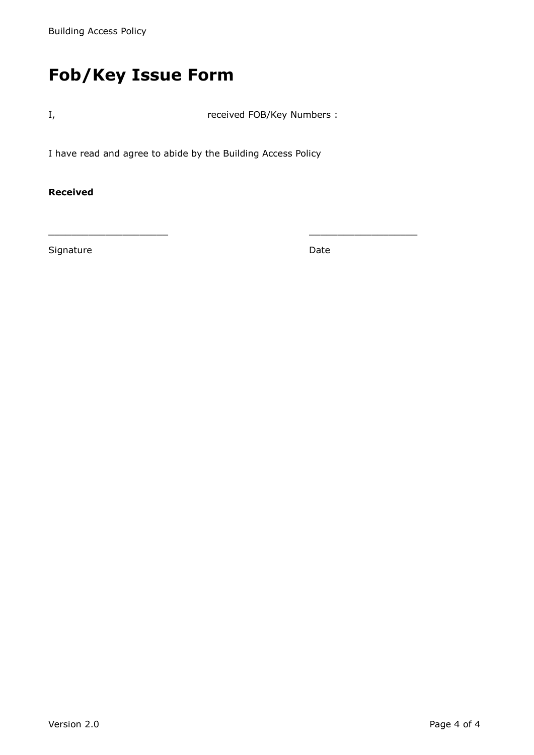# Fob/Key Issue Form

I, received FOB/Key Numbers :

I have read and agree to abide by the Building Access Policy

**Received**

_____________________ _____________________

Signature Date